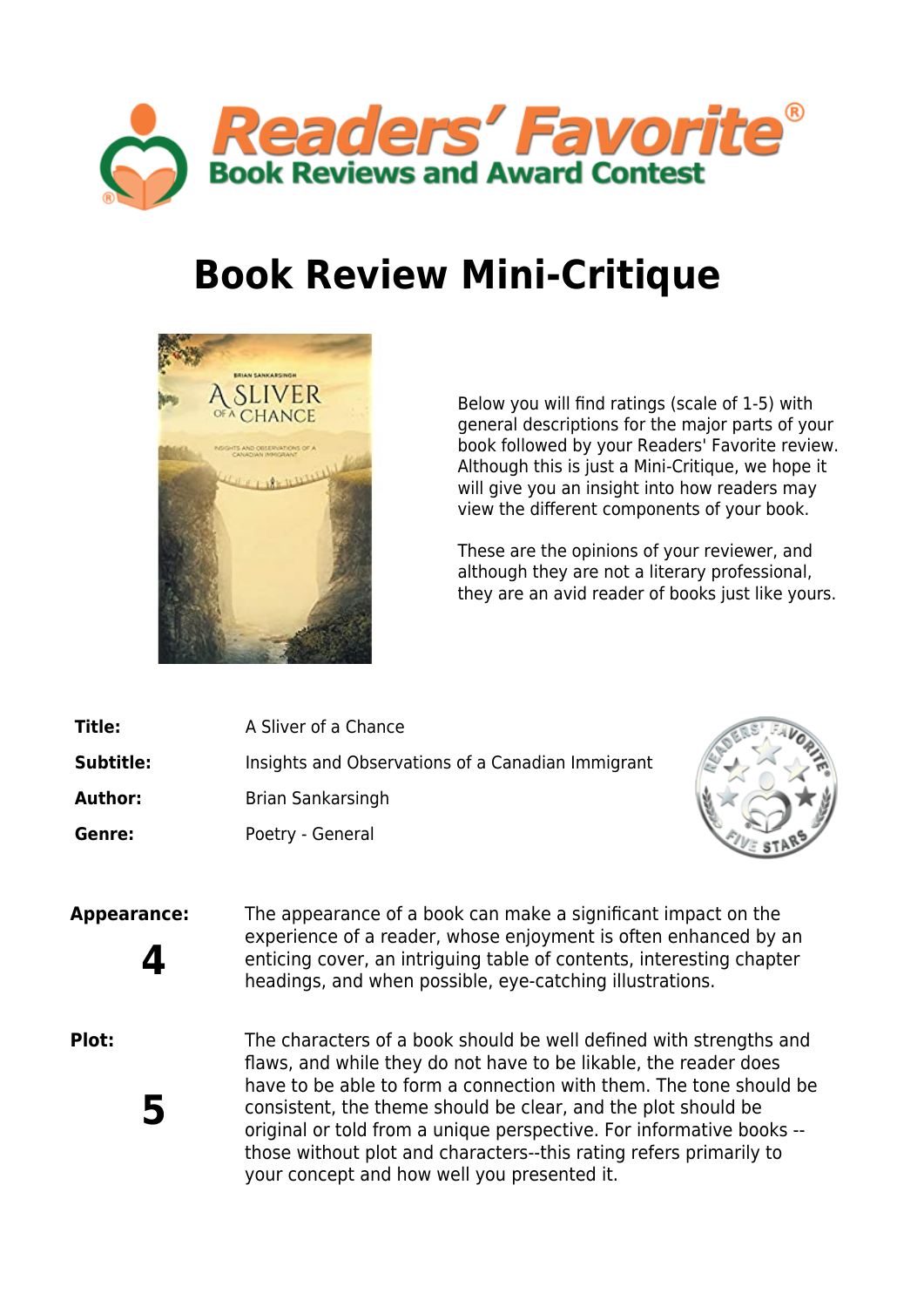# Book Review Mini-Critique

Below you will find ratings (scale of 1-5) with general descriptions for the major parts of your book followed by your Readers' Favorite review. Although this is just a Mini-Critique, we hope it will give you an insight into how readers may view the different components of your book.

These are the opinions of your reviewer, and although they are not a literary professional, they are an avid reader of books just like yours.

**Title:** A Sliver of a Chance

**Subtitle:** Insights and Observations of a Canadian Immigrant

**Author:** Brian Sankarsingh

**Genre:** Poetry - General

**Appearance:**

**4**

The appearance of a book can make a significant impact on the experience of a reader, whose enjoyment is often enhanced by an enticing cover, an intriguing table of contents, interesting chapter headings, and when possible, eye-catching illustrations.

**Plot:**

**5**

The characters of a book should be well defined with strengths and flaws, and while they do not have to be likable, the reader does have to be able to form a connection with them. The tone should be consistent, the theme should be clear, and the plot should be original or told from a unique perspective. For informative books -- those without plot and characters--this rating refers primarily to your concept and how well you presented it.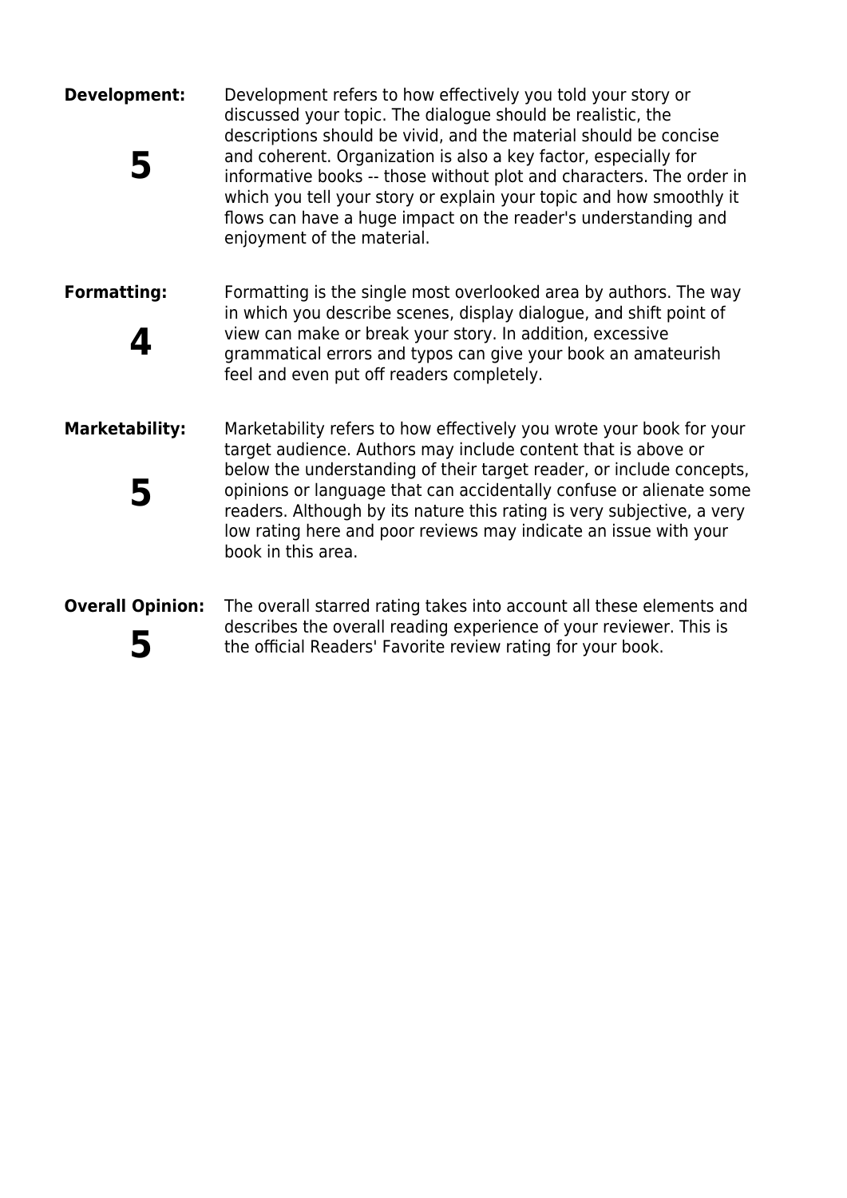**Development:**

**5**

Development refers to how effectively you told your story or discussed your topic. The dialogue should be realistic, the descriptions should be vivid, and the material should be concise and coherent. Organization is also a key factor, especially for informative books -- those without plot and characters. The order in which you tell your story or explain your topic and how smoothly it flows can have a huge impact on the reader's understanding and enjoyment of the material.

**Formatting:**

**4**

Formatting is the single most overlooked area by authors. The way in which you describe scenes, display dialogue, and shift point of view can make or break your story. In addition, excessive grammatical errors and typos can give your book an amateurish feel and even put off readers completely.

**Marketability:**

**5**

Marketability refers to how effectively you wrote your book for your target audience. Authors may include content that is above or below the understanding of their target reader, or include concepts, opinions or language that can accidentally confuse or alienate some readers. Although by its nature this rating is very subjective, a very low rating here and poor reviews may indicate an issue with your book in this area.

**Overall Opinion:**

**5**

The overall starred rating takes into account all these elements and describes the overall reading experience of your reviewer. This is the official Readers' Favorite review rating for your book.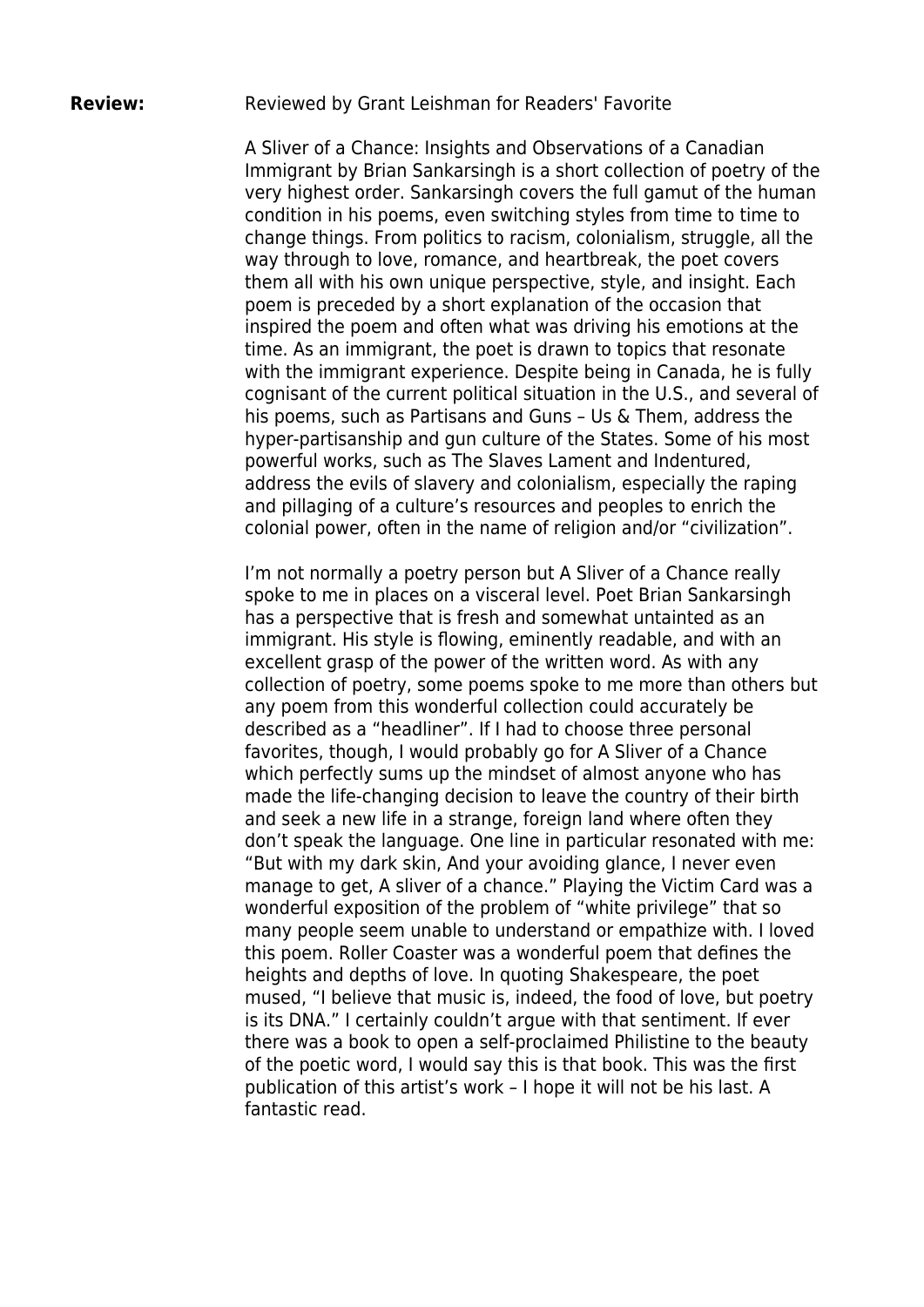**Review:** Reviewed by Grant Leishman for Readers' Favorite

A Sliver of a Chance: Insights and Observations of a Canadian Immigrant by Brian Sankarsingh is a short collection of poetry of the very highest order. Sankarsingh covers the full gamut of the human condition in his poems, even switching styles from time to time to change things. From politics to racism, colonialism, struggle, all the way through to love, romance, and heartbreak, the poet covers them all with his own unique perspective, style, and insight. Each poem is preceded by a short explanation of the occasion that inspired the poem and often what was driving his emotions at the time. As an immigrant, the poet is drawn to topics that resonate with the immigrant experience. Despite being in Canada, he is fully cognisant of the current political situation in the U.S., and several of his poems, such as Partisans and Guns – Us & Them, address the hyper-partisanship and gun culture of the States. Some of his most powerful works, such as The Slaves Lament and Indentured, address the evils of slavery and colonialism, especially the raping and pillaging of a culture's resources and peoples to enrich the colonial power, often in the name of religion and/or "civilization".

I'm not normally a poetry person but A Sliver of a Chance really spoke to me in places on a visceral level. Poet Brian Sankarsingh has a perspective that is fresh and somewhat untainted as an immigrant. His style is flowing, eminently readable, and with an excellent grasp of the power of the written word. As with any collection of poetry, some poems spoke to me more than others but any poem from this wonderful collection could accurately be described as a "headliner". If I had to choose three personal favorites, though, I would probably go for A Sliver of a Chance which perfectly sums up the mindset of almost anyone who has made the life-changing decision to leave the country of their birth and seek a new life in a strange, foreign land where often they don't speak the language. One line in particular resonated with me: "But with my dark skin, And your avoiding glance, I never even manage to get, A sliver of a chance." Playing the Victim Card was a wonderful exposition of the problem of "white privilege" that so many people seem unable to understand or empathize with. I loved this poem. Roller Coaster was a wonderful poem that defines the heights and depths of love. In quoting Shakespeare, the poet mused, "I believe that music is, indeed, the food of love, but poetry is its DNA." I certainly couldn't argue with that sentiment. If ever there was a book to open a self-proclaimed Philistine to the beauty of the poetic word, I would say this is that book. This was the first publication of this artist's work – I hope it will not be his last. A fantastic read.